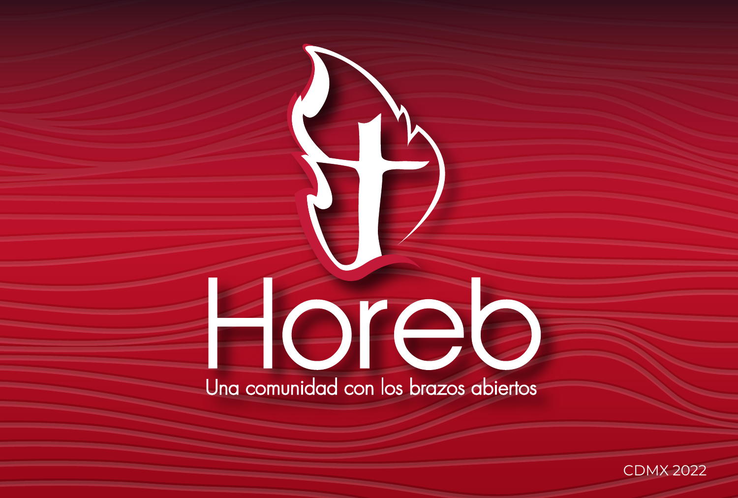# Horeb

Una comunidad con los brazos abiertos

CDMX 2022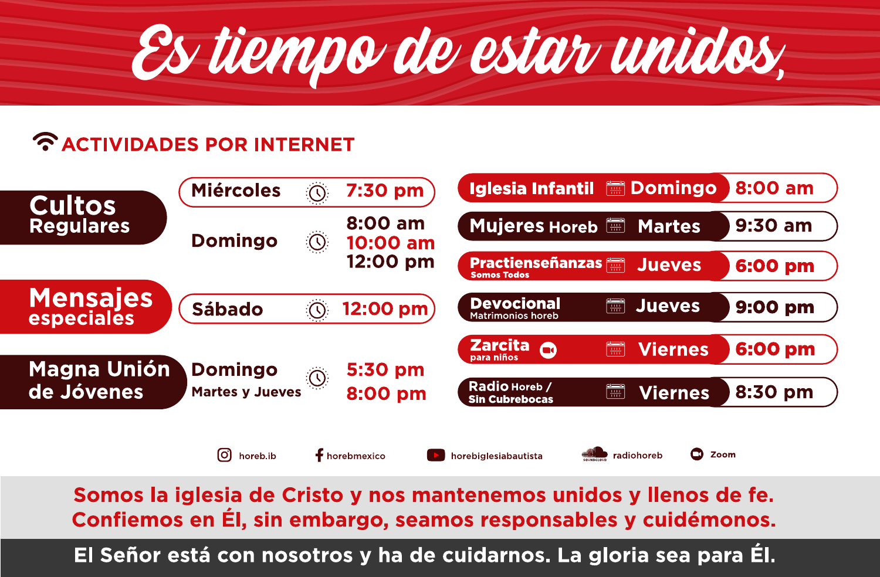# Es tiempo de estar unidos,

## ACTIVIDADES POR INTERNET

| Actividad | Día | Hora |
|---|---|---|
| **Cultos Regulares** | Miércoles | 7:30 pm |
| | Domingo | 8:00 am<br>10:00 am<br>12:00 pm |
| **Mensajes especiales** | Sábado | 12:00 pm |
| **Magna Unión de Jóvenes** | Domingo | 5:30 pm |
| | Martes y Jueves | 8:00 pm |

| Actividad | Día | Hora |
|---|---|---|
| Iglesia Infantil | Domingo | 8:00 am |
| Mujeres Horeb | Martes | 9:30 am |
| Practienseñanzas Somos Todos | Jueves | 6:00 pm |
| Devocional Matrimonios horeb | Jueves | 9:00 pm |
| Zarcita para niños | Viernes | 6:00 pm |
| Radio Horeb / Sin Cubrebocas | Viernes | 8:30 pm |

horeb.ib | horebmexico | horebiglesiabautista | radiohoreb | Zoom

**Somos la iglesia de Cristo y nos mantenemos unidos y llenos de fe. Confiemos en Él, sin embargo, seamos responsables y cuidémonos.**

**El Señor está con nosotros y ha de cuidarnos. La gloria sea para Él.**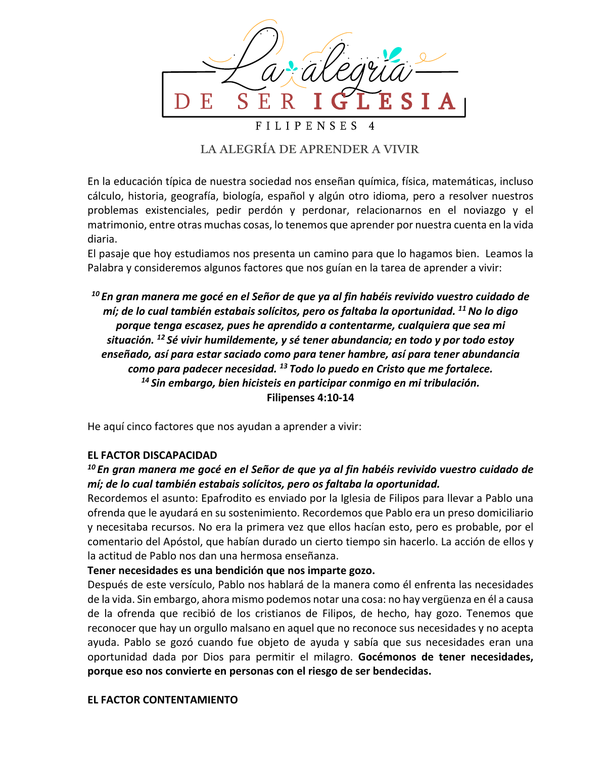# La alegría DE SER IGLESIA

FILIPENSES 4

## LA ALEGRÍA DE APRENDER A VIVIR

En la educación típica de nuestra sociedad nos enseñan química, física, matemáticas, incluso cálculo, historia, geografía, biología, español y algún otro idioma, pero a resolver nuestros problemas existenciales, pedir perdón y perdonar, relacionarnos en el noviazgo y el matrimonio, entre otras muchas cosas, lo tenemos que aprender por nuestra cuenta en la vida diaria.

El pasaje que hoy estudiamos nos presenta un camino para que lo hagamos bien. Leamos la Palabra y consideremos algunos factores que nos guían en la tarea de aprender a vivir:

***[10] En gran manera me gocé en el Señor de que ya al fin habéis revivido vuestro cuidado de mí; de lo cual también estabais solícitos, pero os faltaba la oportunidad. [11] No lo digo porque tenga escasez, pues he aprendido a contentarme, cualquiera que sea mi situación. [12] Sé vivir humildemente, y sé tener abundancia; en todo y por todo estoy enseñado, así para estar saciado como para tener hambre, así para tener abundancia como para padecer necesidad. [13] Todo lo puedo en Cristo que me fortalece. [14] Sin embargo, bien hicisteis en participar conmigo en mi tribulación.***

**Filipenses 4:10-14**

He aquí cinco factores que nos ayudan a aprender a vivir:

**EL FACTOR DISCAPACIDAD**

***[10] En gran manera me gocé en el Señor de que ya al fin habéis revivido vuestro cuidado de mí; de lo cual también estabais solícitos, pero os faltaba la oportunidad.***

Recordemos el asunto: Epafrodito es enviado por la Iglesia de Filipos para llevar a Pablo una ofrenda que le ayudará en su sostenimiento. Recordemos que Pablo era un preso domiciliario y necesitaba recursos. No era la primera vez que ellos hacían esto, pero es probable, por el comentario del Apóstol, que habían durado un cierto tiempo sin hacerlo. La acción de ellos y la actitud de Pablo nos dan una hermosa enseñanza.

**Tener necesidades es una bendición que nos imparte gozo.**

Después de este versículo, Pablo nos hablará de la manera como él enfrenta las necesidades de la vida. Sin embargo, ahora mismo podemos notar una cosa: no hay vergüenza en él a causa de la ofrenda que recibió de los cristianos de Filipos, de hecho, hay gozo. Tenemos que reconocer que hay un orgullo malsano en aquel que no reconoce sus necesidades y no acepta ayuda. Pablo se gozó cuando fue objeto de ayuda y sabía que sus necesidades eran una oportunidad dada por Dios para permitir el milagro. **Gocémonos de tener necesidades, porque eso nos convierte en personas con el riesgo de ser bendecidas.**

**EL FACTOR CONTENTAMIENTO**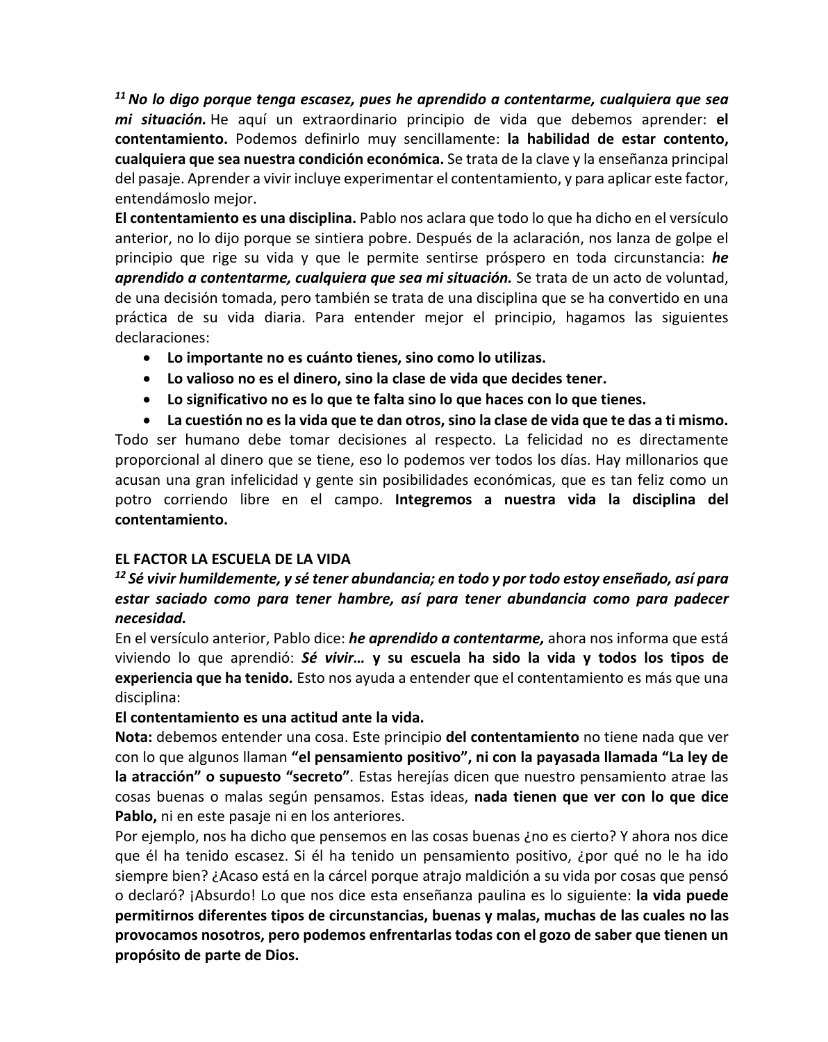[11] ***No lo digo porque tenga escasez, pues he aprendido a contentarme, cualquiera que sea mi situación.*** He aquí un extraordinario principio de vida que debemos aprender: **el contentamiento.** Podemos definirlo muy sencillamente: **la habilidad de estar contento, cualquiera que sea nuestra condición económica.** Se trata de la clave y la enseñanza principal del pasaje. Aprender a vivir incluye experimentar el contentamiento, y para aplicar este factor, entendámoslo mejor.

**El contentamiento es una disciplina.** Pablo nos aclara que todo lo que ha dicho en el versículo anterior, no lo dijo porque se sintiera pobre. Después de la aclaración, nos lanza de golpe el principio que rige su vida y que le permite sentirse próspero en toda circunstancia: ***he aprendido a contentarme, cualquiera que sea mi situación.*** Se trata de un acto de voluntad, de una decisión tomada, pero también se trata de una disciplina que se ha convertido en una práctica de su vida diaria. Para entender mejor el principio, hagamos las siguientes declaraciones:

- **Lo importante no es cuánto tienes, sino como lo utilizas.**
- **Lo valioso no es el dinero, sino la clase de vida que decides tener.**
- **Lo significativo no es lo que te falta sino lo que haces con lo que tienes.**
- **La cuestión no es la vida que te dan otros, sino la clase de vida que te das a ti mismo.**

Todo ser humano debe tomar decisiones al respecto. La felicidad no es directamente proporcional al dinero que se tiene, eso lo podemos ver todos los días. Hay millonarios que acusan una gran infelicidad y gente sin posibilidades económicas, que es tan feliz como un potro corriendo libre en el campo. **Integremos a nuestra vida la disciplina del contentamiento.**

**EL FACTOR LA ESCUELA DE LA VIDA**

[12] ***Sé vivir humildemente, y sé tener abundancia; en todo y por todo estoy enseñado, así para estar saciado como para tener hambre, así para tener abundancia como para padecer necesidad.***

En el versículo anterior, Pablo dice: ***he aprendido a contentarme,*** ahora nos informa que está viviendo lo que aprendió: ***Sé vivir…* y su escuela ha sido la vida y todos los tipos de experiencia que ha tenido.** Esto nos ayuda a entender que el contentamiento es más que una disciplina:

**El contentamiento es una actitud ante la vida.**

**Nota:** debemos entender una cosa. Este principio **del contentamiento** no tiene nada que ver con lo que algunos llaman **"el pensamiento positivo", ni con la payasada llamada "La ley de la atracción" o supuesto "secreto"**. Estas herejías dicen que nuestro pensamiento atrae las cosas buenas o malas según pensamos. Estas ideas, **nada tienen que ver con lo que dice Pablo,** ni en este pasaje ni en los anteriores.

Por ejemplo, nos ha dicho que pensemos en las cosas buenas ¿no es cierto? Y ahora nos dice que él ha tenido escasez. Si él ha tenido un pensamiento positivo, ¿por qué no le ha ido siempre bien? ¿Acaso está en la cárcel porque atrajo maldición a su vida por cosas que pensó o declaró? ¡Absurdo! Lo que nos dice esta enseñanza paulina es lo siguiente: **la vida puede permitirnos diferentes tipos de circunstancias, buenas y malas, muchas de las cuales no las provocamos nosotros, pero podemos enfrentarlas todas con el gozo de saber que tienen un propósito de parte de Dios.**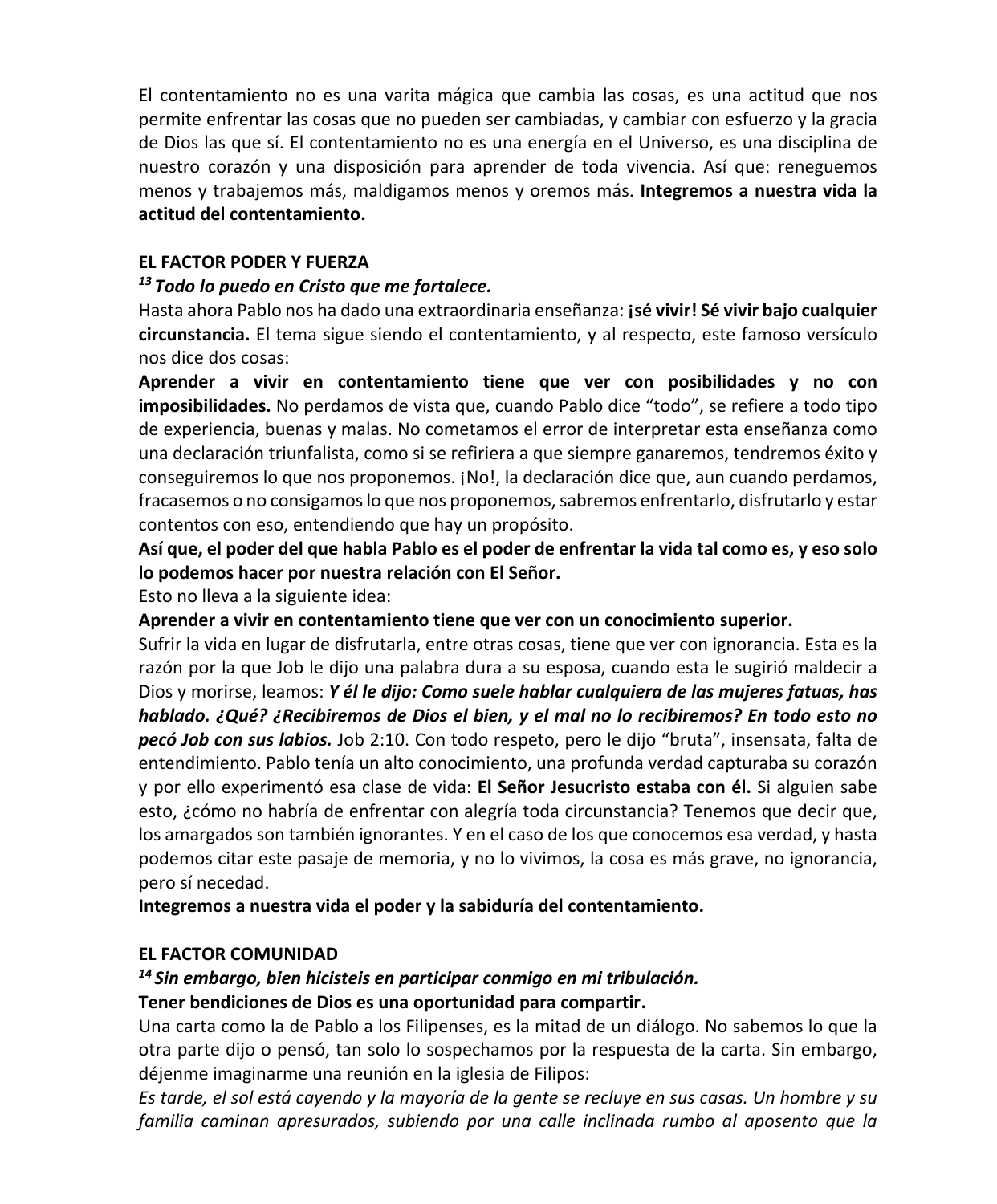El contentamiento no es una varita mágica que cambia las cosas, es una actitud que nos permite enfrentar las cosas que no pueden ser cambiadas, y cambiar con esfuerzo y la gracia de Dios las que sí. El contentamiento no es una energía en el Universo, es una disciplina de nuestro corazón y una disposición para aprender de toda vivencia. Así que: reneguemos menos y trabajemos más, maldigamos menos y oremos más. **Integremos a nuestra vida la actitud del contentamiento.**

**EL FACTOR PODER Y FUERZA**

***13 Todo lo puedo en Cristo que me fortalece.***

Hasta ahora Pablo nos ha dado una extraordinaria enseñanza: **¡sé vivir! Sé vivir bajo cualquier circunstancia.** El tema sigue siendo el contentamiento, y al respecto, este famoso versículo nos dice dos cosas:

**Aprender a vivir en contentamiento tiene que ver con posibilidades y no con imposibilidades.** No perdamos de vista que, cuando Pablo dice "todo", se refiere a todo tipo de experiencia, buenas y malas. No cometamos el error de interpretar esta enseñanza como una declaración triunfalista, como si se refiriera a que siempre ganaremos, tendremos éxito y conseguiremos lo que nos proponemos. ¡No!, la declaración dice que, aun cuando perdamos, fracasemos o no consigamos lo que nos proponemos, sabremos enfrentarlo, disfrutarlo y estar contentos con eso, entendiendo que hay un propósito.

**Así que, el poder del que habla Pablo es el poder de enfrentar la vida tal como es, y eso solo lo podemos hacer por nuestra relación con El Señor.**

Esto no lleva a la siguiente idea:

**Aprender a vivir en contentamiento tiene que ver con un conocimiento superior.**

Sufrir la vida en lugar de disfrutarla, entre otras cosas, tiene que ver con ignorancia. Esta es la razón por la que Job le dijo una palabra dura a su esposa, cuando esta le sugirió maldecir a Dios y morirse, leamos: ***Y él le dijo: Como suele hablar cualquiera de las mujeres fatuas, has hablado. ¿Qué? ¿Recibiremos de Dios el bien, y el mal no lo recibiremos? En todo esto no pecó Job con sus labios.*** Job 2:10. Con todo respeto, pero le dijo "bruta", insensata, falta de entendimiento. Pablo tenía un alto conocimiento, una profunda verdad capturaba su corazón y por ello experimentó esa clase de vida: **El Señor Jesucristo estaba con él.** Si alguien sabe esto, ¿cómo no habría de enfrentar con alegría toda circunstancia? Tenemos que decir que, los amargados son también ignorantes. Y en el caso de los que conocemos esa verdad, y hasta podemos citar este pasaje de memoria, y no lo vivimos, la cosa es más grave, no ignorancia, pero sí necedad.

**Integremos a nuestra vida el poder y la sabiduría del contentamiento.**

**EL FACTOR COMUNIDAD**

***14 Sin embargo, bien hicisteis en participar conmigo en mi tribulación.***

**Tener bendiciones de Dios es una oportunidad para compartir.**

Una carta como la de Pablo a los Filipenses, es la mitad de un diálogo. No sabemos lo que la otra parte dijo o pensó, tan solo lo sospechamos por la respuesta de la carta. Sin embargo, déjenme imaginarme una reunión en la iglesia de Filipos:

*Es tarde, el sol está cayendo y la mayoría de la gente se recluye en sus casas. Un hombre y su familia caminan apresurados, subiendo por una calle inclinada rumbo al aposento que la*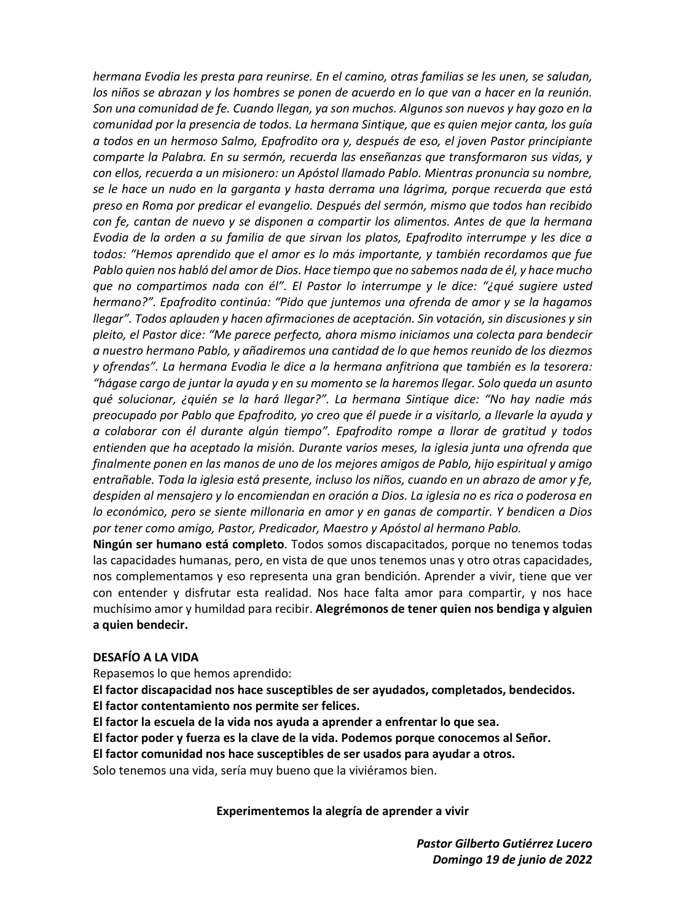*hermana Evodia les presta para reunirse. En el camino, otras familias se les unen, se saludan, los niños se abrazan y los hombres se ponen de acuerdo en lo que van a hacer en la reunión. Son una comunidad de fe. Cuando llegan, ya son muchos. Algunos son nuevos y hay gozo en la comunidad por la presencia de todos. La hermana Sintique, que es quien mejor canta, los guía a todos en un hermoso Salmo, Epafrodito ora y, después de eso, el joven Pastor principiante comparte la Palabra. En su sermón, recuerda las enseñanzas que transformaron sus vidas, y con ellos, recuerda a un misionero: un Apóstol llamado Pablo. Mientras pronuncia su nombre, se le hace un nudo en la garganta y hasta derrama una lágrima, porque recuerda que está preso en Roma por predicar el evangelio. Después del sermón, mismo que todos han recibido con fe, cantan de nuevo y se disponen a compartir los alimentos. Antes de que la hermana Evodia de la orden a su familia de que sirvan los platos, Epafrodito interrumpe y les dice a todos: "Hemos aprendido que el amor es lo más importante, y también recordamos que fue Pablo quien nos habló del amor de Dios. Hace tiempo que no sabemos nada de él, y hace mucho que no compartimos nada con él". El Pastor lo interrumpe y le dice: "¿qué sugiere usted hermano?". Epafrodito continúa: "Pido que juntemos una ofrenda de amor y se la hagamos llegar". Todos aplauden y hacen afirmaciones de aceptación. Sin votación, sin discusiones y sin pleito, el Pastor dice: "Me parece perfecto, ahora mismo iniciamos una colecta para bendecir a nuestro hermano Pablo, y añadiremos una cantidad de lo que hemos reunido de los diezmos y ofrendas". La hermana Evodia le dice a la hermana anfitriona que también es la tesorera: "hágase cargo de juntar la ayuda y en su momento se la haremos llegar. Solo queda un asunto qué solucionar, ¿quién se la hará llegar?". La hermana Sintique dice: "No hay nadie más preocupado por Pablo que Epafrodito, yo creo que él puede ir a visitarlo, a llevarle la ayuda y a colaborar con él durante algún tiempo". Epafrodito rompe a llorar de gratitud y todos entienden que ha aceptado la misión. Durante varios meses, la iglesia junta una ofrenda que finalmente ponen en las manos de uno de los mejores amigos de Pablo, hijo espiritual y amigo entrañable. Toda la iglesia está presente, incluso los niños, cuando en un abrazo de amor y fe, despiden al mensajero y lo encomiendan en oración a Dios. La iglesia no es rica o poderosa en lo económico, pero se siente millonaria en amor y en ganas de compartir. Y bendicen a Dios por tener como amigo, Pastor, Predicador, Maestro y Apóstol al hermano Pablo.*

**Ningún ser humano está completo**. Todos somos discapacitados, porque no tenemos todas las capacidades humanas, pero, en vista de que unos tenemos unas y otro otras capacidades, nos complementamos y eso representa una gran bendición. Aprender a vivir, tiene que ver con entender y disfrutar esta realidad. Nos hace falta amor para compartir, y nos hace muchísimo amor y humildad para recibir. **Alegrémonos de tener quien nos bendiga y alguien a quien bendecir.**

**DESAFÍO A LA VIDA**

Repasemos lo que hemos aprendido:

**El factor discapacidad nos hace susceptibles de ser ayudados, completados, bendecidos.**
**El factor contentamiento nos permite ser felices.**
**El factor la escuela de la vida nos ayuda a aprender a enfrentar lo que sea.**
**El factor poder y fuerza es la clave de la vida. Podemos porque conocemos al Señor.**
**El factor comunidad nos hace susceptibles de ser usados para ayudar a otros.**

Solo tenemos una vida, sería muy bueno que la viviéramos bien.

**Experimentemos la alegría de aprender a vivir**

***Pastor Gilberto Gutiérrez Lucero***
***Domingo 19 de junio de 2022***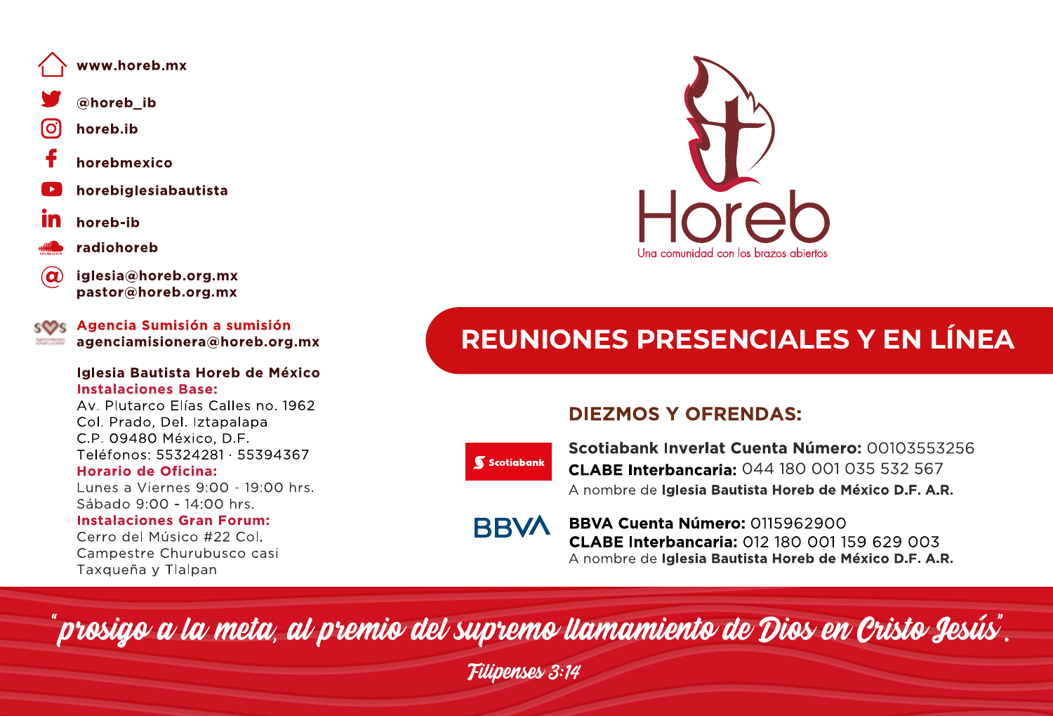www.horeb.mx

@horeb_ib

horeb.ib

horebmexico

horebiglesiabautista

horeb-ib

radiohoreb

iglesia@horeb.org.mx
pastor@horeb.org.mx

**Agencia Sumisión a sumisión**
agenciamisionera@horeb.org.mx

**Iglesia Bautista Horeb de México**

**Instalaciones Base:**
Av. Plutarco Elías Calles no. 1962
Col. Prado, Del. Iztapalapa
C.P. 09480 México, D.F.
Teléfonos: 55324281 · 55394367

**Horario de Oficina:**
Lunes a Viernes 9:00 - 19:00 hrs.
Sábado 9:00 - 14:00 hrs.

**Instalaciones Gran Forum:**
Cerro del Músico #22 Col.
Campestre Churubusco casi
Taxqueña y Tlalpan

# Horeb

Una comunidad con los brazos abiertos

## REUNIONES PRESENCIALES Y EN LÍNEA

### DIEZMOS Y OFRENDAS:

Scotiabank

**Scotiabank Inverlat Cuenta Número:** 00103553256
**CLABE Interbancaria:** 044 180 001 035 532 567
A nombre de **Iglesia Bautista Horeb de México D.F. A.R.**

BBVA

**BBVA Cuenta Número:** 0115962900
**CLABE Interbancaria:** 012 180 001 159 629 003
A nombre de **Iglesia Bautista Horeb de México D.F. A.R.**

*"prosigo a la meta, al premio del supremo llamamiento de Dios en Cristo Jesús".*

*Filipenses 3:14*